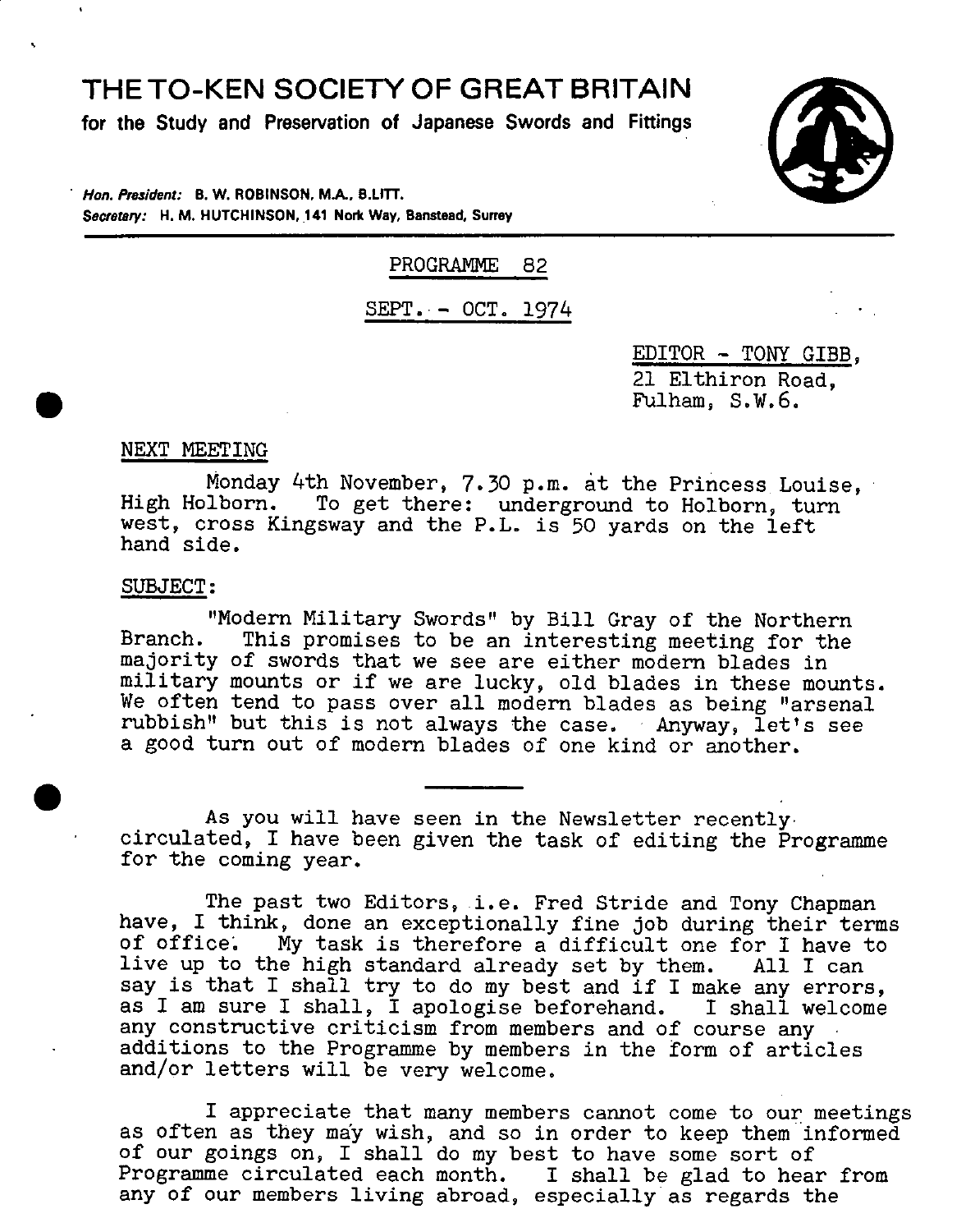# THE TO-KEN SOCIETY OF GREAT BRITAIN

**for the Study and Preservation of Japanese Swords and Fittings**

***Hon. President:*** **B. W. ROBINSON, M.A., B.LITT.**
***Secretary:*** **H. M. HUTCHINSON, 141 Nork Way, Banstead, Surrey**

PROGRAMME 82

SEPT. - OCT. 1974

EDITOR - TONY GIBB,
21 Elthiron Road,
Fulham, S.W.6.

NEXT MEETING

Monday 4th November, 7.30 p.m. at the Princess Louise, High Holborn. To get there: underground to Holborn, turn west, cross Kingsway and the P.L. is 50 yards on the left hand side.

SUBJECT:

"Modern Military Swords" by Bill Gray of the Northern Branch. This promises to be an interesting meeting for the majority of swords that we see are either modern blades in military mounts or if we are lucky, old blades in these mounts. We often tend to pass over all modern blades as being "arsenal rubbish" but this is not always the case. Anyway, let's see a good turn out of modern blades of one kind or another.

---

As you will have seen in the Newsletter recently circulated, I have been given the task of editing the Programme for the coming year.

The past two Editors, i.e. Fred Stride and Tony Chapman have, I think, done an exceptionally fine job during their terms of office. My task is therefore a difficult one for I have to live up to the high standard already set by them. All I can say is that I shall try to do my best and if I make any errors, as I am sure I shall, I apologise beforehand. I shall welcome any constructive criticism from members and of course any additions to the Programme by members in the form of articles and/or letters will be very welcome.

I appreciate that many members cannot come to our meetings as often as they may wish, and so in order to keep them informed of our goings on, I shall do my best to have some sort of Programme circulated each month. I shall be glad to hear from any of our members living abroad, especially as regards the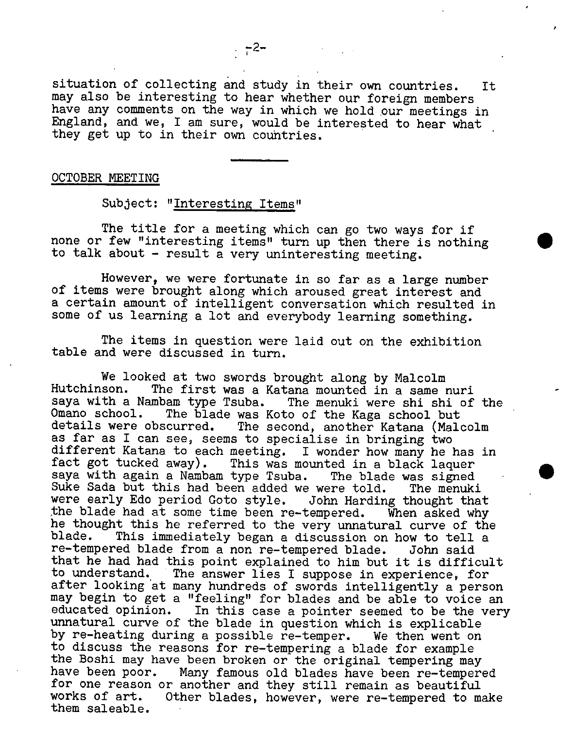situation of collecting and study in their own countries. It may also be interesting to hear whether our foreign members have any comments on the way in which we hold our meetings in England, and we, I am sure, would be interested to hear what they get up to in their own countries.

---

OCTOBER MEETING

Subject: "Interesting Items"

The title for a meeting which can go two ways for if none or few "interesting items" turn up then there is nothing to talk about - result a very uninteresting meeting.

However, we were fortunate in so far as a large number of items were brought along which aroused great interest and a certain amount of intelligent conversation which resulted in some of us learning a lot and everybody learning something.

The items in question were laid out on the exhibition table and were discussed in turn.

We looked at two swords brought along by Malcolm Hutchinson. The first was a Katana mounted in a same nuri saya with a Nambam type Tsuba. The menuki were shi shi of the Omano school. The blade was Koto of the Kaga school but details were obscurred. The second, another Katana (Malcolm as far as I can see, seems to specialise in bringing two different Katana to each meeting. I wonder how many he has in fact got tucked away). This was mounted in a black laquer saya with again a Nambam type Tsuba. The blade was signed Suke Sada but this had been added we were told. The menuki were early Edo period Goto style. John Harding thought that the blade had at some time been re-tempered. When asked why he thought this he referred to the very unnatural curve of the blade. This immediately began a discussion on how to tell a re-tempered blade from a non re-tempered blade. John said that he had had this point explained to him but it is difficult to understand. The answer lies I suppose in experience, for after looking at many hundreds of swords intelligently a person may begin to get a "feeling" for blades and be able to voice an educated opinion. In this case a pointer seemed to be the very unnatural curve of the blade in question which is explicable by re-heating during a possible re-temper. We then went on to discuss the reasons for re-tempering a blade for example the Boshi may have been broken or the original tempering may have been poor. Many famous old blades have been re-tempered for one reason or another and they still remain as beautiful works of art. Other blades, however, were re-tempered to make them saleable.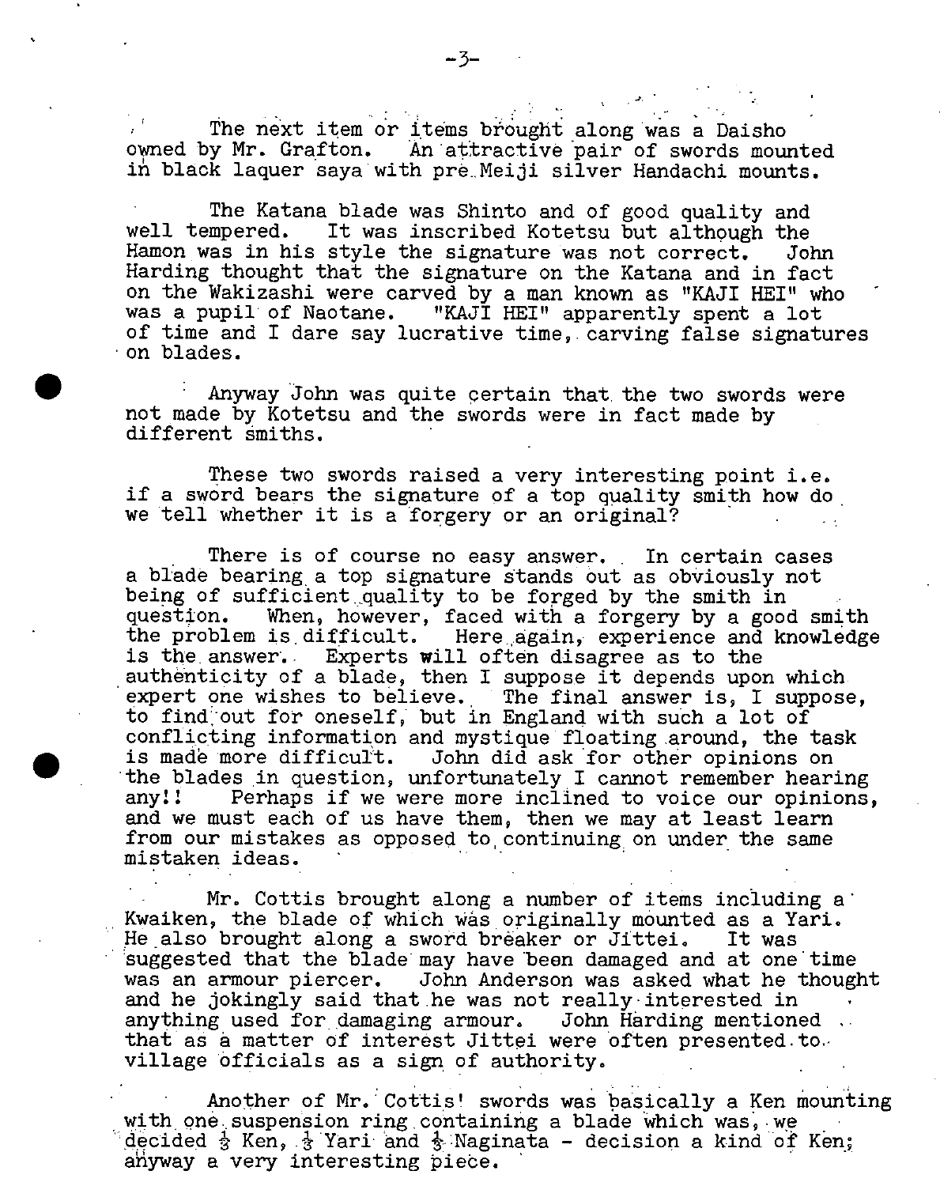The next item or items brought along was a Daisho owned by Mr. Grafton. An attractive pair of swords mounted in black laquer saya with pre Meiji silver Handachi mounts.

The Katana blade was Shinto and of good quality and well tempered. It was inscribed Kotetsu but although the Hamon was in his style the signature was not correct. John Harding thought that the signature on the Katana and in fact on the Wakizashi were carved by a man known as "KAJI HEI" who was a pupil of Naotane. "KAJI HEI" apparently spent a lot of time and I dare say lucrative time, carving false signatures on blades.

Anyway John was quite certain that the two swords were not made by Kotetsu and the swords were in fact made by different smiths.

These two swords raised a very interesting point i.e. if a sword bears the signature of a top quality smith how do we tell whether it is a forgery or an original?

There is of course no easy answer. In certain cases a blade bearing a top signature stands out as obviously not being of sufficient quality to be forged by the smith in question. When, however, faced with a forgery by a good smith the problem is difficult. Here again, experience and knowledge is the answer. Experts will often disagree as to the authenticity of a blade, then I suppose it depends upon which expert one wishes to believe. The final answer is, I suppose, to find out for oneself, but in England with such a lot of conflicting information and mystique floating around, the task is made more difficult. John did ask for other opinions on the blades in question, unfortunately I cannot remember hearing any!! Perhaps if we were more inclined to voice our opinions, and we must each of us have them, then we may at least learn from our mistakes as opposed to continuing on under the same mistaken ideas.

Mr. Cottis brought along a number of items including a Kwaiken, the blade of which was originally mounted as a Yari. He also brought along a sword breaker or Jittei. It was suggested that the blade may have been damaged and at one time was an armour piercer. John Anderson was asked what he thought and he jokingly said that he was not really interested in anything used for damaging armour. John Harding mentioned that as a matter of interest Jittei were often presented to village officials as a sign of authority.

Another of Mr. Cottis' swords was basically a Ken mounting with one suspension ring containing a blade which was, we decided $\frac{1}{3}$ Ken, $\frac{1}{3}$ Yari and $\frac{1}{3}$ Naginata - decision a kind of Ken; anyway a very interesting piece.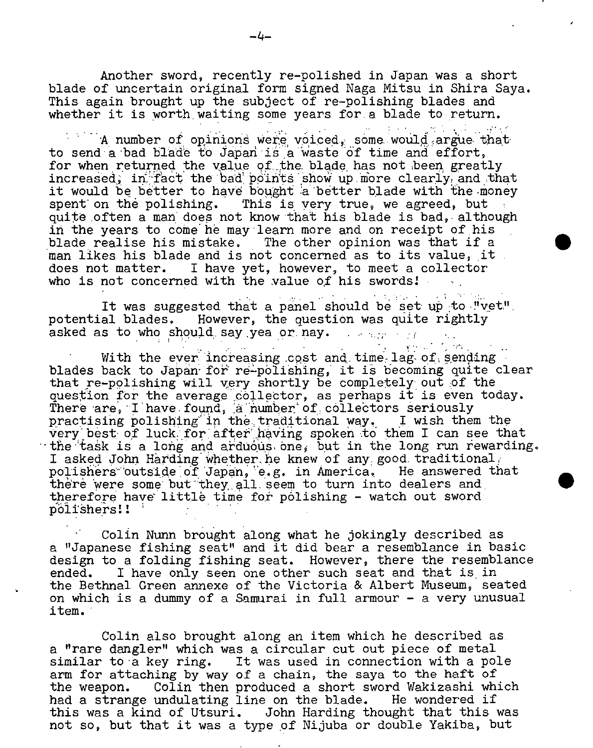Another sword, recently re-polished in Japan was a short blade of uncertain original form signed Naga Mitsu in Shira Saya. This again brought up the subject of re-polishing blades and whether it is worth waiting some years for a blade to return.

A number of opinions were voiced, some would argue that to send a bad blade to Japan is a waste of time and effort, for when returned the value of the blade has not been greatly increased, in fact the bad points show up more clearly and that it would be better to have bought a better blade with the money spent on the polishing. This is very true, we agreed, but quite often a man does not know that his blade is bad, although in the years to come he may learn more and on receipt of his blade realise his mistake. The other opinion was that if a man likes his blade and is not concerned as to its value, it does not matter. I have yet, however, to meet a collector who is not concerned with the value of his swords!

It was suggested that a panel should be set up to "vet" potential blades. However, the question was quite rightly asked as to who should say yea or nay.

With the ever increasing cost and time-lag of sending blades back to Japan for re-polishing, it is becoming quite clear that re-polishing will very shortly be completely out of the question for the average collector, as perhaps it is even today. There are, I have found, a number of collectors seriously practising polishing in the traditional way. I wish them the very best of luck for after having spoken to them I can see that the task is a long and arduous one, but in the long run rewarding. I asked John Harding whether he knew of any good traditional polishers outside of Japan, e.g. in America. He answered that there were some but they all seem to turn into dealers and therefore have little time for polishing - watch out sword polishers!!

Colin Nunn brought along what he jokingly described as a "Japanese fishing seat" and it did bear a resemblance in basic design to a folding fishing seat. However, there the resemblance ended. I have only seen one other such seat and that is in the Bethnal Green annexe of the Victoria & Albert Museum, seated on which is a dummy of a Samurai in full armour - a very unusual item.

Colin also brought along an item which he described as a "rare dangler" which was a circular cut out piece of metal similar to a key ring. It was used in connection with a pole arm for attaching by way of a chain, the saya to the haft of the weapon. Colin then produced a short sword Wakizashi which had a strange undulating line on the blade. He wondered if this was a kind of Utsuri. John Harding thought that this was not so, but that it was a type of Nijuba or double Yakiba, but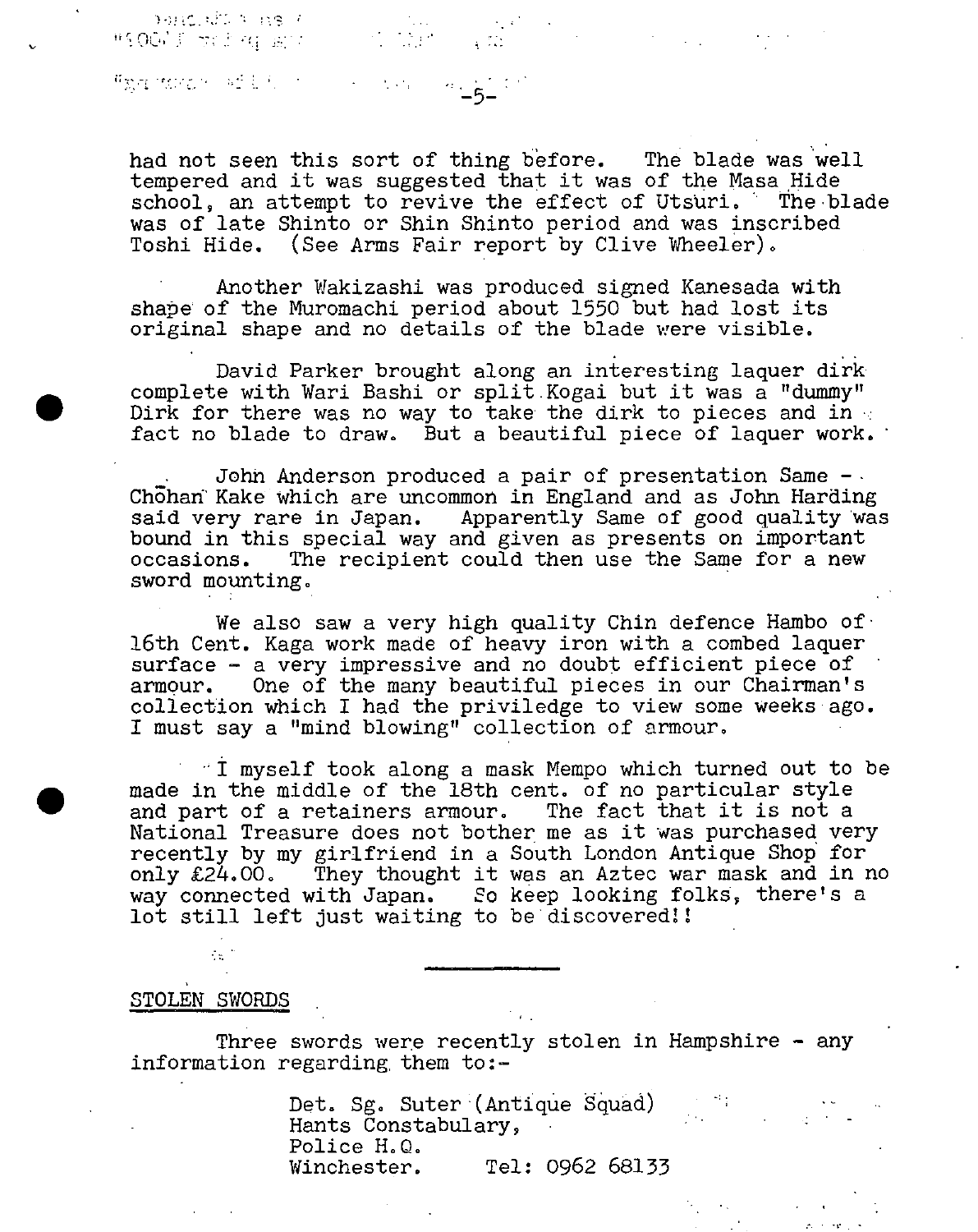had not seen this sort of thing before. The blade was well tempered and it was suggested that it was of the Masa Hide school, an attempt to revive the effect of Utsuri. The blade was of late Shinto or Shin Shinto period and was inscribed Toshi Hide. (See Arms Fair report by Clive Wheeler).

Another Wakizashi was produced signed Kanesada with shape of the Muromachi period about 1550 but had lost its original shape and no details of the blade were visible.

David Parker brought along an interesting laquer dirk complete with Wari Bashi or split Kogai but it was a "dummy" Dirk for there was no way to take the dirk to pieces and in fact no blade to draw. But a beautiful piece of laquer work.

John Anderson produced a pair of presentation Same - Chōhan Kake which are uncommon in England and as John Harding said very rare in Japan. Apparently Same of good quality was bound in this special way and given as presents on important occasions. The recipient could then use the Same for a new sword mounting.

We also saw a very high quality Chin defence Hambo of 16th Cent. Kaga work made of heavy iron with a combed laquer surface - a very impressive and no doubt efficient piece of armour. One of the many beautiful pieces in our Chairman's collection which I had the priviledge to view some weeks ago. I must say a "mind blowing" collection of armour.

I myself took along a mask Mempo which turned out to be made in the middle of the 18th cent. of no particular style and part of a retainers armour. The fact that it is not a National Treasure does not bother me as it was purchased very recently by my girlfriend in a South London Antique Shop for only £24.00. They thought it was an Aztec war mask and in no way connected with Japan. So keep looking folks, there's a lot still left just waiting to be discovered!!

---

STOLEN SWORDS

Three swords were recently stolen in Hampshire - any information regarding them to:-

Det. Sg. Suter (Antique Squad)
Hants Constabulary,
Police H.Q.
Winchester. Tel: 0962 68133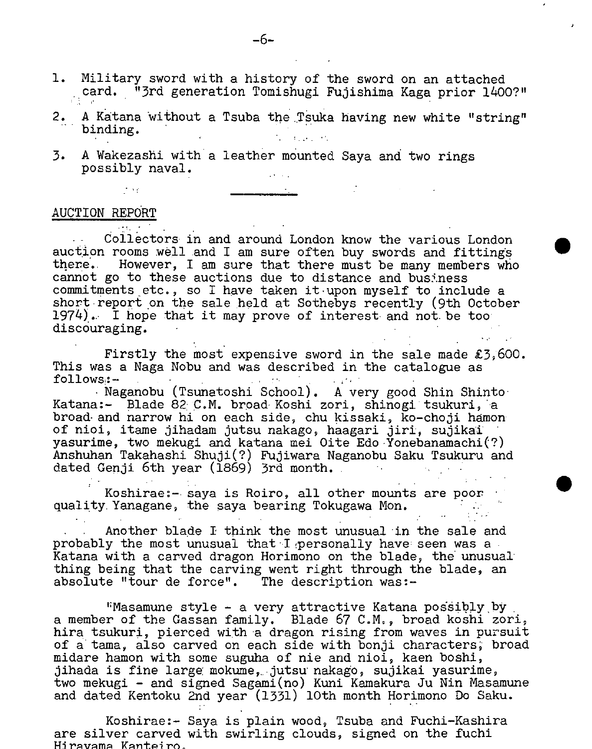1. Military sword with a history of the sword on an attached card. "3rd generation Tomishugi Fujishima Kaga prior 1400?"

2. A Katana without a Tsuba the Tsuka having new white "string" binding.

3. A Wakezashi with a leather mounted Saya and two rings possibly naval.

---

## AUCTION REPORT

Collectors in and around London know the various London auction rooms well and I am sure often buy swords and fittings there. However, I am sure that there must be many members who cannot go to these auctions due to distance and business commitments etc., so I have taken it upon myself to include a short report on the sale held at Sothebys recently (9th October 1974). I hope that it may prove of interest and not be too discouraging.

Firstly the most expensive sword in the sale made £3,600. This was a Naga Nobu and was described in the catalogue as follows:-

Naganobu (Tsunatoshi School). A very good Shin Shinto Katana:- Blade 82 C.M. broad Koshi zori, shinogi tsukuri, a broad and narrow hi on each side, chu kissaki, ko-choji hamon of nioi, itame jihadam jutsu nakago, haagari jiri, sujikai yasurime, two mekugi and katana mei Oite Edo Yonebanamachi(?) Anshuhan Takahashi Shuji(?) Fujiwara Naganobu Saku Tsukuru and dated Genji 6th year (1869) 3rd month.

Koshirae:- saya is Roiro, all other mounts are poor quality Yanagane, the saya bearing Tokugawa Mon.

Another blade I think the most unusual in the sale and probably the most unusual that I personally have seen was a Katana with a carved dragon Horimono on the blade, the unusual thing being that the carving went right through the blade, an absolute "tour de force". The description was:-

"Masamune style - a very attractive Katana possibly by a member of the Gassan family. Blade 67 C.M., broad koshi zori, hira tsukuri, pierced with a dragon rising from waves in pursuit of a tama, also carved on each side with bonji characters, broad midare hamon with some suguha of nie and nioi, kaen boshi, jihada is fine large mokume, jutsu nakago, sujikai yasurime, two mekugi - and signed Sagami(no) Kuni Kamakura Ju Nin Masamune and dated Kentoku 2nd year (1331) 10th month Horimono Do Saku.

Koshirae:- Saya is plain wood, Tsuba and Fuchi-Kashira are silver carved with swirling clouds, signed on the fuchi Hirayama Kanteiro.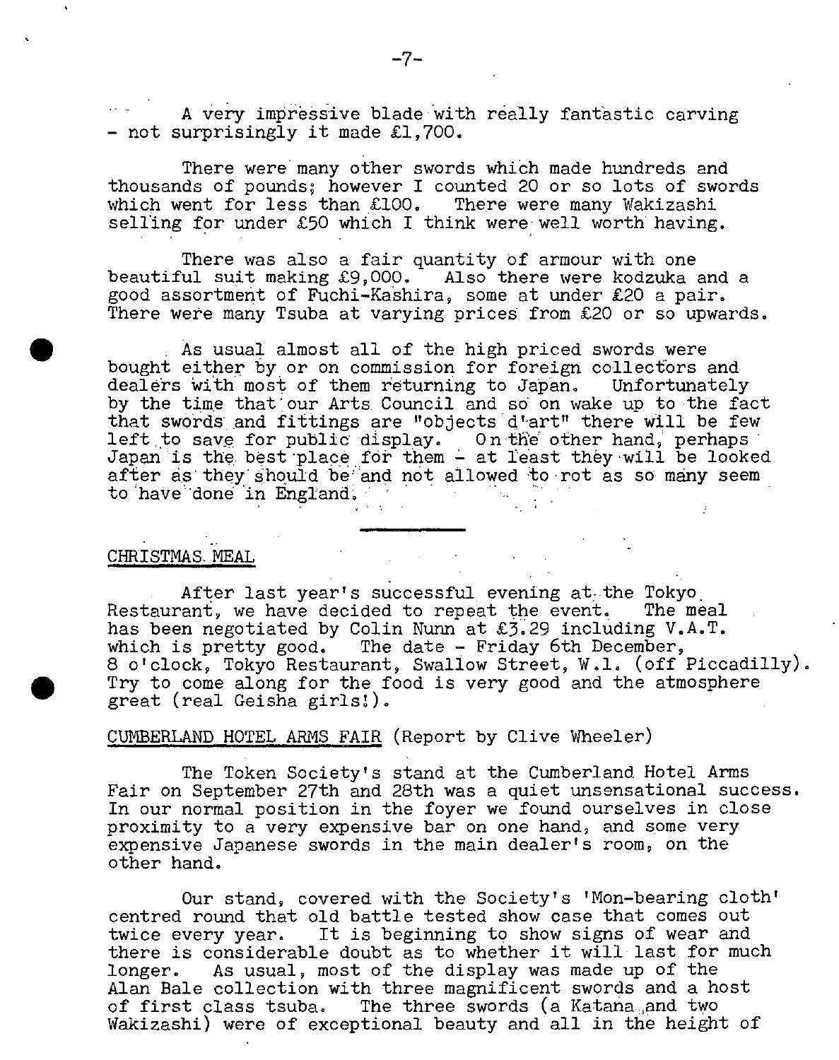A very impressive blade with really fantastic carving - not surprisingly it made £1,700.

There were many other swords which made hundreds and thousands of pounds; however I counted 20 or so lots of swords which went for less than £100. There were many Wakizashi selling for under £50 which I think were well worth having.

There was also a fair quantity of armour with one beautiful suit making £9,000. Also there were kodzuka and a good assortment of Fuchi-Kashira, some at under £20 a pair. There were many Tsuba at varying prices from £20 or so upwards.

As usual almost all of the high priced swords were bought either by or on commission for foreign collectors and dealers with most of them returning to Japan. Unfortunately by the time that our Arts Council and so on wake up to the fact that swords and fittings are "objects d'art" there will be few left to save for public display. On the other hand, perhaps Japan is the best place for them - at least they will be looked after as they should be and not allowed to rot as so many seem to have done in England.

---

## CHRISTMAS MEAL

After last year's successful evening at the Tokyo Restaurant, we have decided to repeat the event. The meal has been negotiated by Colin Nunn at £3.29 including V.A.T. which is pretty good. The date - Friday 6th December, 8 o'clock, Tokyo Restaurant, Swallow Street, W.1. (off Piccadilly). Try to come along for the food is very good and the atmosphere great (real Geisha girls!).

## CUMBERLAND HOTEL ARMS FAIR (Report by Clive Wheeler)

The Token Society's stand at the Cumberland Hotel Arms Fair on September 27th and 28th was a quiet unsensational success. In our normal position in the foyer we found ourselves in close proximity to a very expensive bar on one hand, and some very expensive Japanese swords in the main dealer's room, on the other hand.

Our stand, covered with the Society's 'Mon-bearing cloth' centred round that old battle tested show case that comes out twice every year. It is beginning to show signs of wear and there is considerable doubt as to whether it will last for much longer. As usual, most of the display was made up of the Alan Bale collection with three magnificent swords and a host of first class tsuba. The three swords (a Katana and two Wakizashi) were of exceptional beauty and all in the height of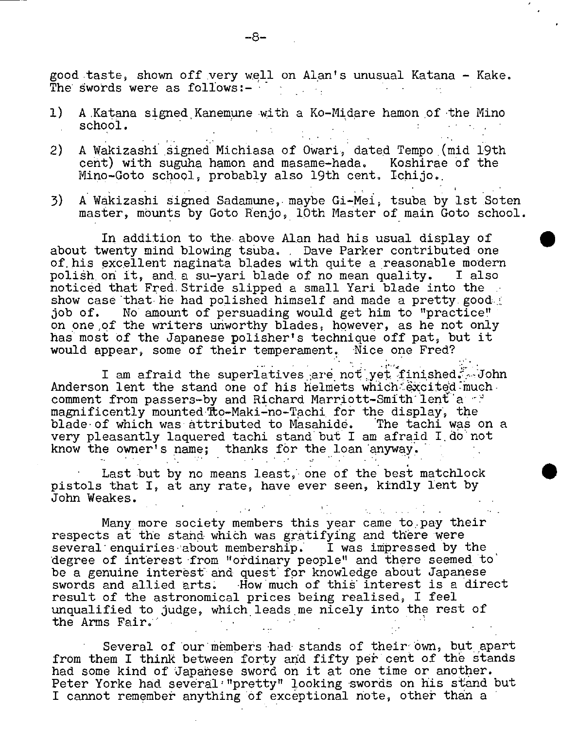good taste, shown off very well on Alan's unusual Katana - Kake. The swords were as follows:-

1) A Katana signed Kanemune with a Ko-Midare hamon of the Mino school.

2) A Wakizashi signed Michiasa of Owari, dated Tempo (mid 19th cent) with suguha hamon and masame-hada. Koshirae of the Mino-Goto school, probably also 19th cent. Ichijo.

3) A Wakizashi signed Sadamune, maybe Gi-Mei, tsuba by 1st Soten master, mounts by Goto Renjo, 10th Master of main Goto school.

In addition to the above Alan had his usual display of about twenty mind blowing tsuba. Dave Parker contributed one of his excellent naginata blades with quite a reasonable modern polish on it, and a su-yari blade of no mean quality. I also noticed that Fred Stride slipped a small Yari blade into the show case that he had polished himself and made a pretty good job of. No amount of persuading would get him to "practice" on one of the writers unworthy blades, however, as he not only has most of the Japanese polisher's technique off pat, but it would appear, some of their temperament. Nice one Fred?

I am afraid the superlatives are not yet finished. John Anderson lent the stand one of his helmets which excited much comment from passers-by and Richard Marriott-Smith lent a magnificently mounted Ito-Maki-no-Tachi for the display, the blade of which was attributed to Masahide. The tachi was on a very pleasantly laquered tachi stand but I am afraid I do not know the owner's name; thanks for the loan anyway.

Last but by no means least, one of the best matchlock pistols that I, at any rate, have ever seen, kindly lent by John Weakes.

Many more society members this year came to pay their respects at the stand which was gratifying and there were several enquiries about membership. I was impressed by the degree of interest from "ordinary people" and there seemed to be a genuine interest and quest for knowledge about Japanese swords and allied arts. How much of this interest is a direct result of the astronomical prices being realised, I feel unqualified to judge, which leads me nicely into the rest of the Arms Fair.

Several of our members had stands of their own, but apart from them I think between forty and fifty per cent of the stands had some kind of Japanese sword on it at one time or another. Peter Yorke had several "pretty" looking swords on his stand but I cannot remember anything of exceptional note, other than a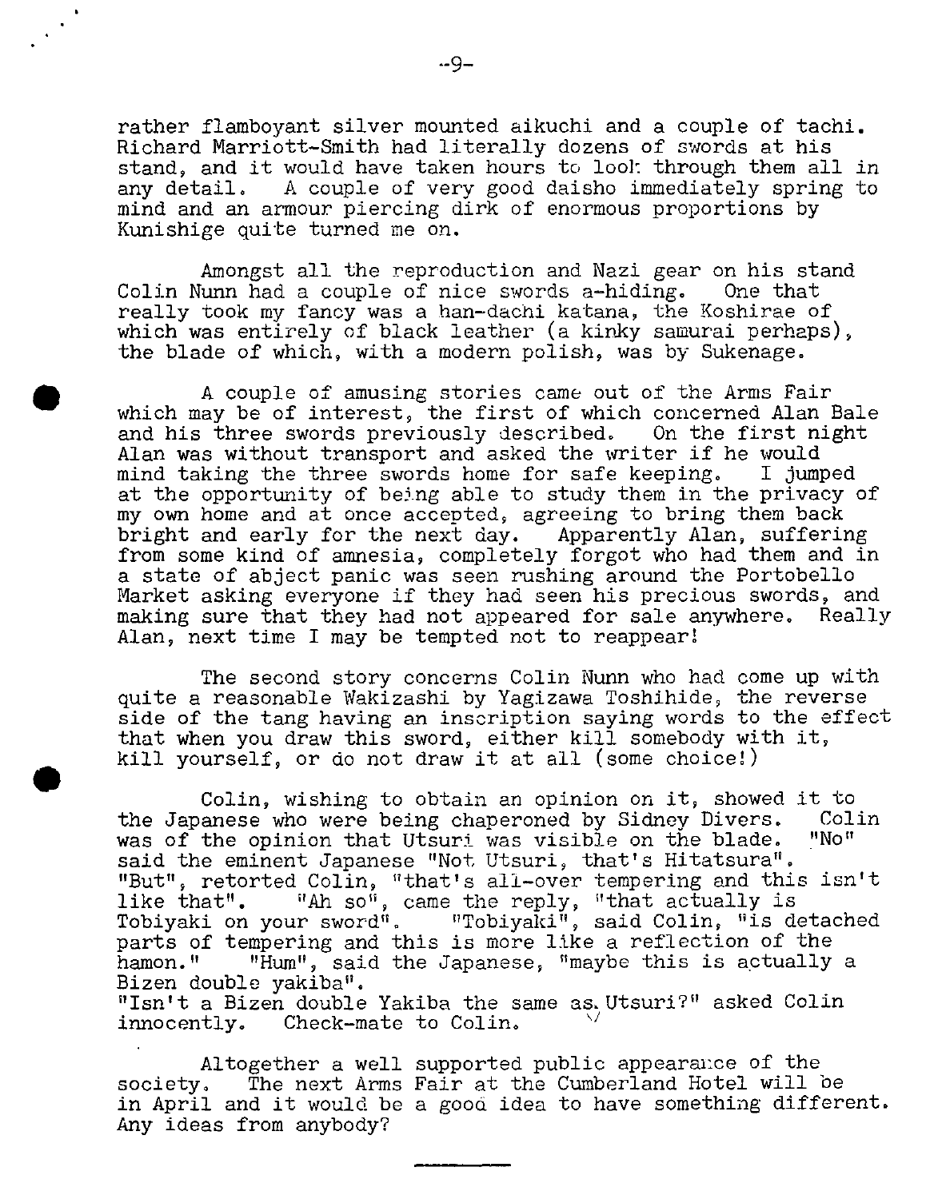rather flamboyant silver mounted aikuchi and a couple of tachi. Richard Marriott-Smith had literally dozens of swords at his stand, and it would have taken hours to look through them all in any detail. A couple of very good daisho immediately spring to mind and an armour piercing dirk of enormous proportions by Kunishige quite turned me on.

Amongst all the reproduction and Nazi gear on his stand Colin Nunn had a couple of nice swords a-hiding. One that really took my fancy was a han-dachi katana, the Koshirae of which was entirely of black leather (a kinky samurai perhaps), the blade of which, with a modern polish, was by Sukenage.

A couple of amusing stories came out of the Arms Fair which may be of interest, the first of which concerned Alan Bale and his three swords previously described. On the first night Alan was without transport and asked the writer if he would mind taking the three swords home for safe keeping. I jumped at the opportunity of being able to study them in the privacy of my own home and at once accepted, agreeing to bring them back bright and early for the next day. Apparently Alan, suffering from some kind of amnesia, completely forgot who had them and in a state of abject panic was seen rushing around the Portobello Market asking everyone if they had seen his precious swords, and making sure that they had not appeared for sale anywhere. Really Alan, next time I may be tempted not to reappear!

The second story concerns Colin Nunn who had come up with quite a reasonable Wakizashi by Yagizawa Toshihide, the reverse side of the tang having an inscription saying words to the effect that when you draw this sword, either kill somebody with it, kill yourself, or do not draw it at all (some choice!)

Colin, wishing to obtain an opinion on it, showed it to the Japanese who were being chaperoned by Sidney Divers. Colin was of the opinion that Utsuri was visible on the blade. "No" said the eminent Japanese "Not Utsuri, that's Hitatsura". "But", retorted Colin, "that's all-over tempering and this isn't like that". "Ah so", came the reply, "that actually is Tobiyaki on your sword". "Tobiyaki", said Colin, "is detached parts of tempering and this is more like a reflection of the hamon." "Hum", said the Japanese, "maybe this is actually a Bizen double yakiba".
"Isn't a Bizen double Yakiba the same as Utsuri?" asked Colin innocently. Check-mate to Colin.

Altogether a well supported public appearance of the society. The next Arms Fair at the Cumberland Hotel will be in April and it would be a good idea to have something different. Any ideas from anybody?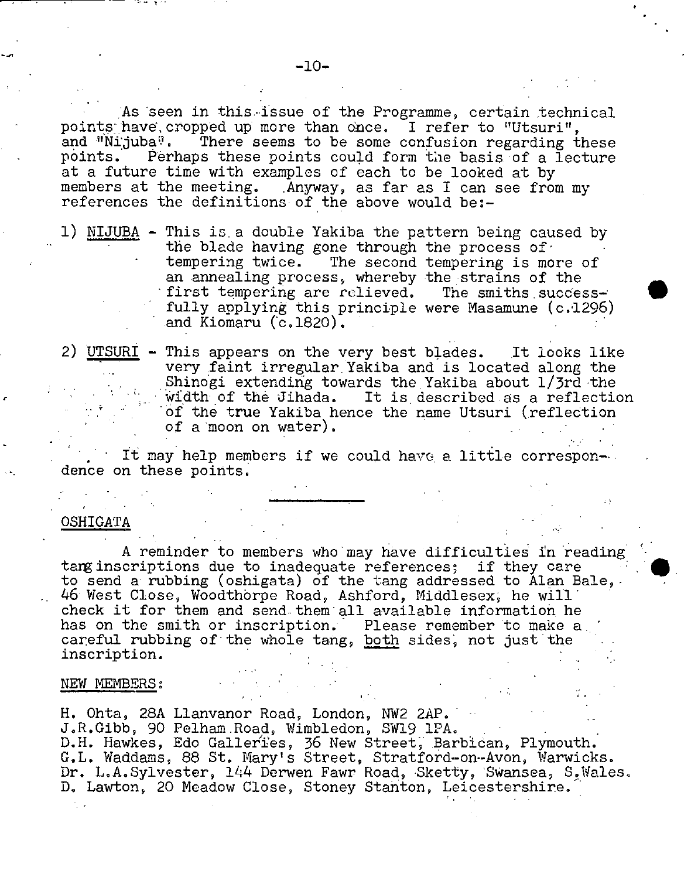As seen in this issue of the Programme, certain technical points have cropped up more than once. I refer to "Utsuri", and "Nijuba". There seems to be some confusion regarding these points. Perhaps these points could form the basis of a lecture at a future time with examples of each to be looked at by members at the meeting. Anyway, as far as I can see from my references the definitions of the above would be:-

1) NIJUBA - This is a double Yakiba the pattern being caused by the blade having gone through the process of tempering twice. The second tempering is more of an annealing process, whereby the strains of the first tempering are relieved. The smiths successfully applying this principle were Masamune (c.1296) and Kiomaru (c.1820).

2) UTSURI - This appears on the very best blades. It looks like very faint irregular Yakiba and is located along the Shinogi extending towards the Yakiba about 1/3rd the width of the Jihada. It is described as a reflection of the true Yakiba hence the name Utsuri (reflection of a moon on water).

It may help members if we could have a little correspondence on these points.

---

## OSHIGATA

A reminder to members who may have difficulties in reading tang inscriptions due to inadequate references; if they care to send a rubbing (oshigata) of the tang addressed to Alan Bale, 46 West Close, Woodthorpe Road, Ashford, Middlesex, he will check it for them and send them all available information he has on the smith or inscription. Please remember to make a careful rubbing of the whole tang, both sides, not just the inscription.

## NEW MEMBERS:

H. Ohta, 28A Llanvanor Road, London, NW2 2AP.
J.R.Gibb, 90 Pelham Road, Wimbledon, SW19 1PA.
D.H. Hawkes, Edo Galleries, 36 New Street, Barbican, Plymouth.
G.L. Waddams, 88 St. Mary's Street, Stratford-on-Avon, Warwicks.
Dr. L.A.Sylvester, 144 Derwen Fawr Road, Sketty, Swansea, S.Wales.
D. Lawton, 20 Meadow Close, Stoney Stanton, Leicestershire.